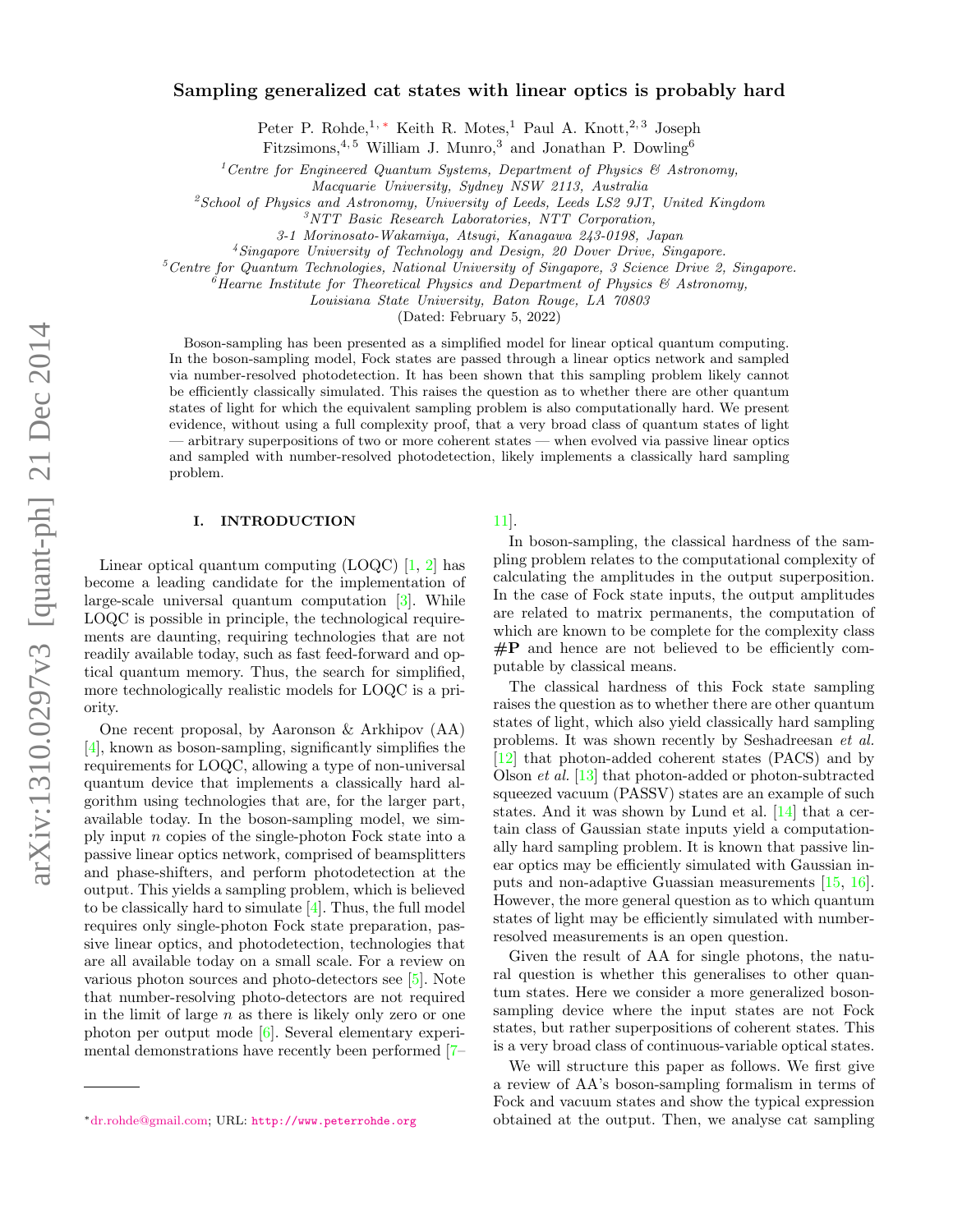# Sampling generalized cat states with linear optics is probably hard

Peter P. Rohde,[1,*] Keith R. Motes,[1] Paul A. Knott,[2,3] Joseph Fitzsimons,[4,5] William J. Munro,[3] and Jonathan P. Dowling[6]

[1]*Centre for Engineered Quantum Systems, Department of Physics & Astronomy, Macquarie University, Sydney NSW 2113, Australia*
[2]*School of Physics and Astronomy, University of Leeds, Leeds LS2 9JT, United Kingdom*
[3]*NTT Basic Research Laboratories, NTT Corporation, 3-1 Morinosato-Wakamiya, Atsugi, Kanagawa 243-0198, Japan*
[4]*Singapore University of Technology and Design, 20 Dover Drive, Singapore.*
[5]*Centre for Quantum Technologies, National University of Singapore, 3 Science Drive 2, Singapore.*
[6]*Hearne Institute for Theoretical Physics and Department of Physics & Astronomy, Louisiana State University, Baton Rouge, LA 70803*

(Dated: February 5, 2022)

Boson-sampling has been presented as a simplified model for linear optical quantum computing. In the boson-sampling model, Fock states are passed through a linear optics network and sampled via number-resolved photodetection. It has been shown that this sampling problem likely cannot be efficiently classically simulated. This raises the question as to whether there are other quantum states of light for which the equivalent sampling problem is also computationally hard. We present evidence, without using a full complexity proof, that a very broad class of quantum states of light — arbitrary superpositions of two or more coherent states — when evolved via passive linear optics and sampled with number-resolved photodetection, likely implements a classically hard sampling problem.

## I. INTRODUCTION

Linear optical quantum computing (LOQC) [1, 2] has become a leading candidate for the implementation of large-scale universal quantum computation [3]. While LOQC is possible in principle, the technological requirements are daunting, requiring technologies that are not readily available today, such as fast feed-forward and optical quantum memory. Thus, the search for simplified, more technologically realistic models for LOQC is a priority.

One recent proposal, by Aaronson & Arkhipov (AA) [4], known as boson-sampling, significantly simplifies the requirements for LOQC, allowing a type of non-universal quantum device that implements a classically hard algorithm using technologies that are, for the larger part, available today. In the boson-sampling model, we simply input $n$ copies of the single-photon Fock state into a passive linear optics network, comprised of beamsplitters and phase-shifters, and perform photodetection at the output. This yields a sampling problem, which is believed to be classically hard to simulate [4]. Thus, the full model requires only single-photon Fock state preparation, passive linear optics, and photodetection, technologies that are all available today on a small scale. For a review on various photon sources and photo-detectors see [5]. Note that number-resolving photo-detectors are not required in the limit of large $n$ as there is likely only zero or one photon per output mode [6]. Several elementary experimental demonstrations have recently been performed [7–11].

In boson-sampling, the classical hardness of the sampling problem relates to the computational complexity of calculating the amplitudes in the output superposition. In the case of Fock state inputs, the output amplitudes are related to matrix permanents, the computation of which are known to be complete for the complexity class **#P** and hence are not believed to be efficiently computable by classical means.

The classical hardness of this Fock state sampling raises the question as to whether there are other quantum states of light, which also yield classically hard sampling problems. It was shown recently by Seshadreesan *et al.* [12] that photon-added coherent states (PACS) and by Olson *et al.* [13] that photon-added or photon-subtracted squeezed vacuum (PASSV) states are an example of such states. And it was shown by Lund et al. [14] that a certain class of Gaussian state inputs yield a computationally hard sampling problem. It is known that passive linear optics may be efficiently simulated with Gaussian inputs and non-adaptive Guassian measurements [15, 16]. However, the more general question as to which quantum states of light may be efficiently simulated with number-resolved measurements is an open question.

Given the result of AA for single photons, the natural question is whether this generalises to other quantum states. Here we consider a more generalized boson-sampling device where the input states are not Fock states, but rather superpositions of coherent states. This is a very broad class of continuous-variable optical states.

We will structure this paper as follows. We first give a review of AA's boson-sampling formalism in terms of Fock and vacuum states and show the typical expression obtained at the output. Then, we analyse cat sampling

*dr.rohde@gmail.com; URL: http://www.peterrohde.org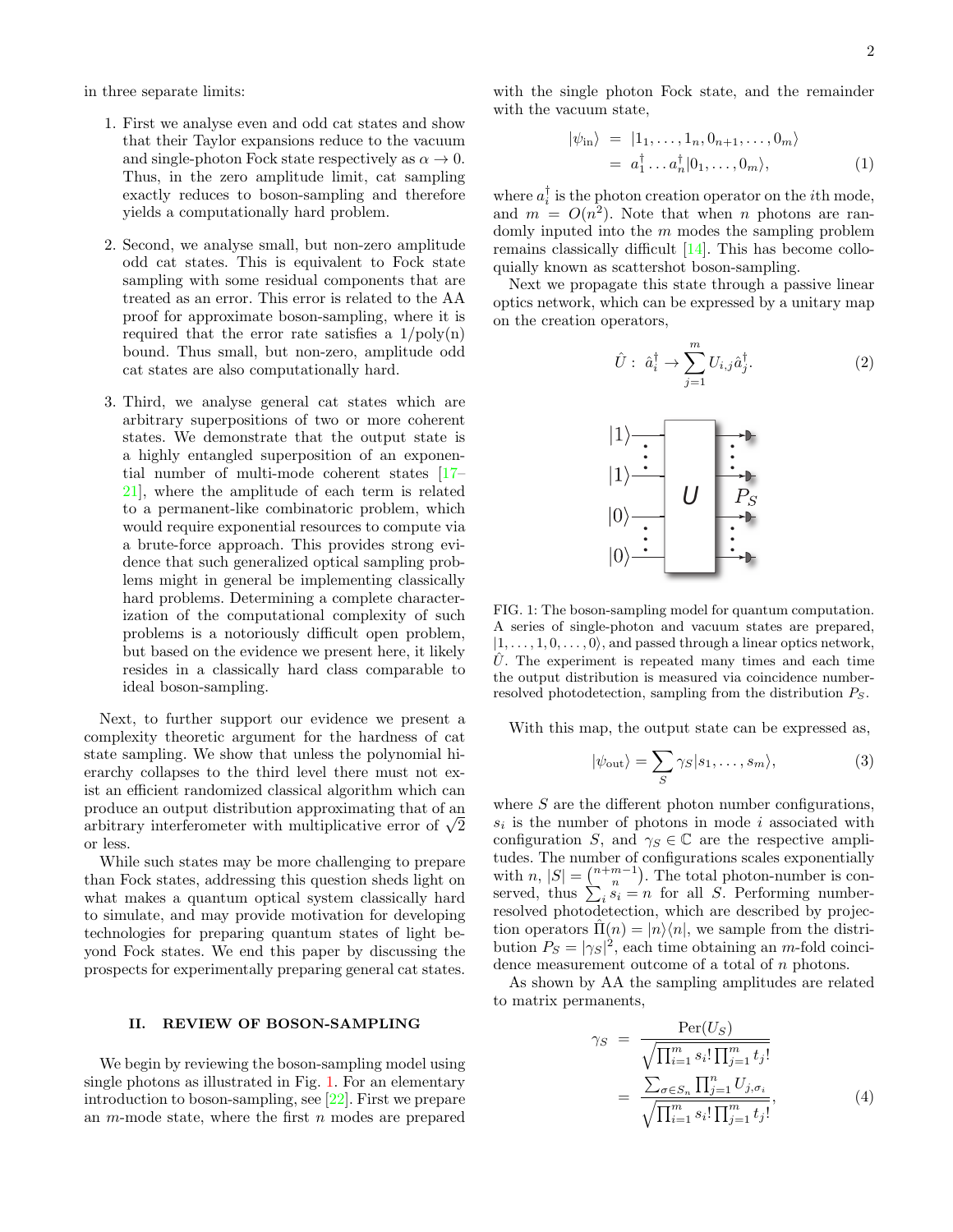in three separate limits:

1. First we analyse even and odd cat states and show that their Taylor expansions reduce to the vacuum and single-photon Fock state respectively as $\alpha \to 0$. Thus, in the zero amplitude limit, cat sampling exactly reduces to boson-sampling and therefore yields a computationally hard problem.

2. Second, we analyse small, but non-zero amplitude odd cat states. This is equivalent to Fock state sampling with some residual components that are treated as an error. This error is related to the AA proof for approximate boson-sampling, where it is required that the error rate satisfies a $1/\text{poly}(n)$ bound. Thus small, but non-zero, amplitude odd cat states are also computationally hard.

3. Third, we analyse general cat states which are arbitrary superpositions of two or more coherent states. We demonstrate that the output state is a highly entangled superposition of an exponential number of multi-mode coherent states [17–21], where the amplitude of each term is related to a permanent-like combinatoric problem, which would require exponential resources to compute via a brute-force approach. This provides strong evidence that such generalized optical sampling problems might in general be implementing classically hard problems. Determining a complete characterization of the computational complexity of such problems is a notoriously difficult open problem, but based on the evidence we present here, it likely resides in a classically hard class comparable to ideal boson-sampling.

Next, to further support our evidence we present a complexity theoretic argument for the hardness of cat state sampling. We show that unless the polynomial hierarchy collapses to the third level there must not exist an efficient randomized classical algorithm which can produce an output distribution approximating that of an arbitrary interferometer with multiplicative error of $\sqrt{2}$ or less.

While such states may be more challenging to prepare than Fock states, addressing this question sheds light on what makes a quantum optical system classically hard to simulate, and may provide motivation for developing technologies for preparing quantum states of light beyond Fock states. We end this paper by discussing the prospects for experimentally preparing general cat states.

## II. REVIEW OF BOSON-SAMPLING

We begin by reviewing the boson-sampling model using single photons as illustrated in Fig. 1. For an elementary introduction to boson-sampling, see [22]. First we prepare an $m$-mode state, where the first $n$ modes are prepared with the single photon Fock state, and the remainder with the vacuum state,

$$
\begin{aligned}
|\psi_{\text{in}}\rangle &= |1_1, \ldots, 1_n, 0_{n+1}, \ldots, 0_m\rangle \\
&= a_1^\dagger \ldots a_n^\dagger |0_1, \ldots, 0_m\rangle, \qquad (1)
\end{aligned}
$$

where $a_i^\dagger$ is the photon creation operator on the $i$th mode, and $m = O(n^2)$. Note that when $n$ photons are randomly inputed into the $m$ modes the sampling problem remains classically difficult [14]. This has become colloquially known as scattershot boson-sampling.

Next we propagate this state through a passive linear optics network, which can be expressed by a unitary map on the creation operators,

$$
\hat{U}: \; \hat{a}_i^\dagger \to \sum_{j=1}^{m} U_{i,j} \hat{a}_j^\dagger. \qquad (2)
$$

FIG. 1: The boson-sampling model for quantum computation. A series of single-photon and vacuum states are prepared, $|1, \ldots, 1, 0, \ldots, 0\rangle$, and passed through a linear optics network, $\hat{U}$. The experiment is repeated many times and each time the output distribution is measured via coincidence number-resolved photodetection, sampling from the distribution $P_S$.

With this map, the output state can be expressed as,

$$
|\psi_{\text{out}}\rangle = \sum_S \gamma_S |s_1, \ldots, s_m\rangle, \qquad (3)
$$

where $S$ are the different photon number configurations, $s_i$ is the number of photons in mode $i$ associated with configuration $S$, and $\gamma_S \in \mathbb{C}$ are the respective amplitudes. The number of configurations scales exponentially with $n$, $|S| = \binom{n+m-1}{n}$. The total photon-number is conserved, thus $\sum_i s_i = n$ for all $S$. Performing number-resolved photodetection, which are described by projection operators $\hat{\Pi}(n) = |n\rangle\langle n|$, we sample from the distribution $P_S = |\gamma_S|^2$, each time obtaining an $m$-fold coincidence measurement outcome of a total of $n$ photons.

As shown by AA the sampling amplitudes are related to matrix permanents,

$$
\begin{aligned}
\gamma_S &= \frac{\text{Per}(U_S)}{\sqrt{\prod_{i=1}^m s_i! \prod_{j=1}^m t_j!}} \\
&= \frac{\sum_{\sigma \in S_n} \prod_{j=1}^n U_{j,\sigma_i}}{\sqrt{\prod_{i=1}^m s_i! \prod_{j=1}^m t_j!}}, \qquad (4)
\end{aligned}
$$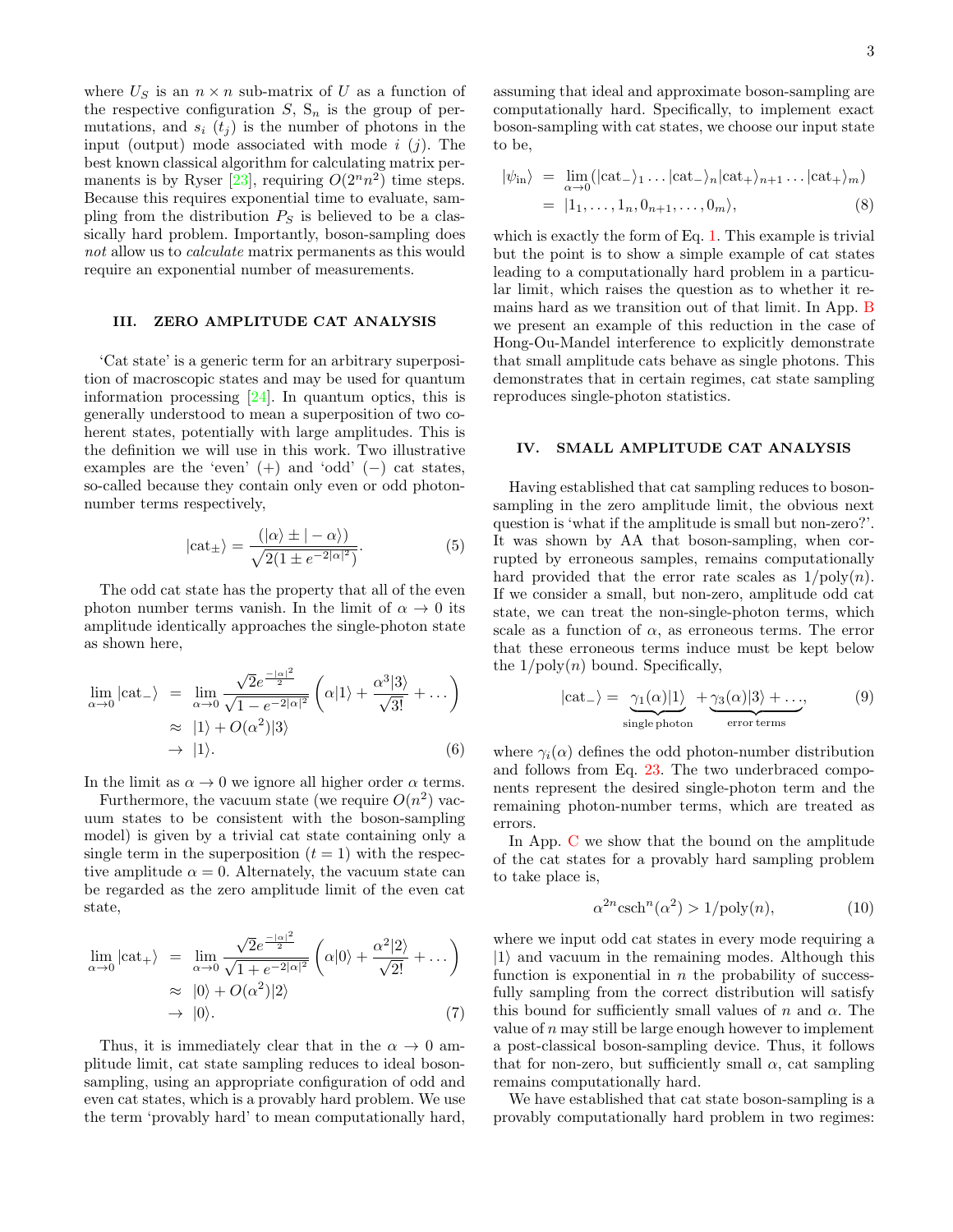where $U_S$ is an $n \times n$ sub-matrix of $U$ as a function of the respective configuration $S$, $\mathrm{S}_n$ is the group of permutations, and $s_i$ ($t_j$) is the number of photons in the input (output) mode associated with mode $i$ ($j$). The best known classical algorithm for calculating matrix permanents is by Ryser [23], requiring $O(2^n n^2)$ time steps. Because this requires exponential time to evaluate, sampling from the distribution $P_S$ is believed to be a classically hard problem. Importantly, boson-sampling does *not* allow us to *calculate* matrix permanents as this would require an exponential number of measurements.

## III. ZERO AMPLITUDE CAT ANALYSIS

'Cat state' is a generic term for an arbitrary superposition of macroscopic states and may be used for quantum information processing [24]. In quantum optics, this is generally understood to mean a superposition of two coherent states, potentially with large amplitudes. This is the definition we will use in this work. Two illustrative examples are the 'even' (+) and 'odd' (−) cat states, so-called because they contain only even or odd photon-number terms respectively,

$$|\mathrm{cat}_\pm\rangle = \frac{(|\alpha\rangle \pm |-\alpha\rangle)}{\sqrt{2(1 \pm e^{-2|\alpha|^2})}}. \tag{5}$$

The odd cat state has the property that all of the even photon number terms vanish. In the limit of $\alpha \to 0$ its amplitude identically approaches the single-photon state as shown here,

$$\begin{aligned}
\lim_{\alpha \to 0} |\mathrm{cat}_-\rangle &= \lim_{\alpha \to 0} \frac{\sqrt{2} e^{\frac{-|\alpha|^2}{2}}}{\sqrt{1 - e^{-2|\alpha|^2}}} \left( \alpha|1\rangle + \frac{\alpha^3 |3\rangle}{\sqrt{3!}} + \dots \right) \\
&\approx |1\rangle + O(\alpha^2)|3\rangle \\
&\to |1\rangle. 
\end{aligned} \tag{6}$$

In the limit as $\alpha \to 0$ we ignore all higher order $\alpha$ terms.

Furthermore, the vacuum state (we require $O(n^2)$ vacuum states to be consistent with the boson-sampling model) is given by a trivial cat state containing only a single term in the superposition ($t = 1$) with the respective amplitude $\alpha = 0$. Alternately, the vacuum state can be regarded as the zero amplitude limit of the even cat state,

$$\begin{aligned}
\lim_{\alpha \to 0} |\mathrm{cat}_+\rangle &= \lim_{\alpha \to 0} \frac{\sqrt{2} e^{\frac{-|\alpha|^2}{2}}}{\sqrt{1 + e^{-2|\alpha|^2}}} \left( \alpha|0\rangle + \frac{\alpha^2 |2\rangle}{\sqrt{2!}} + \dots \right) \\
&\approx |0\rangle + O(\alpha^2)|2\rangle \\
&\to |0\rangle. 
\end{aligned} \tag{7}$$

Thus, it is immediately clear that in the $\alpha \to 0$ amplitude limit, cat state sampling reduces to ideal boson-sampling, using an appropriate configuration of odd and even cat states, which is a provably hard problem. We use the term 'provably hard' to mean computationally hard, assuming that ideal and approximate boson-sampling are computationally hard. Specifically, to implement exact boson-sampling with cat states, we choose our input state to be,

$$\begin{aligned}
|\psi_{\mathrm{in}}\rangle &= \lim_{\alpha \to 0} (|\mathrm{cat}_-\rangle_1 \dots |\mathrm{cat}_-\rangle_n |\mathrm{cat}_+\rangle_{n+1} \dots |\mathrm{cat}_+\rangle_m) \\
&= |1_1, \dots, 1_n, 0_{n+1}, \dots, 0_m\rangle, 
\end{aligned} \tag{8}$$

which is exactly the form of Eq. 1. This example is trivial but the point is to show a simple example of cat states leading to a computationally hard problem in a particular limit, which raises the question as to whether it remains hard as we transition out of that limit. In App. B we present an example of this reduction in the case of Hong-Ou-Mandel interference to explicitly demonstrate that small amplitude cats behave as single photons. This demonstrates that in certain regimes, cat state sampling reproduces single-photon statistics.

## IV. SMALL AMPLITUDE CAT ANALYSIS

Having established that cat sampling reduces to boson-sampling in the zero amplitude limit, the obvious next question is 'what if the amplitude is small but non-zero?'. It was shown by AA that boson-sampling, when corrupted by erroneous samples, remains computationally hard provided that the error rate scales as $1/\mathrm{poly}(n)$. If we consider a small, but non-zero, amplitude odd cat state, we can treat the non-single-photon terms, which scale as a function of $\alpha$, as erroneous terms. The error that these erroneous terms induce must be kept below the $1/\mathrm{poly}(n)$ bound. Specifically,

$$|\mathrm{cat}_-\rangle = \underbrace{\gamma_1(\alpha)|1\rangle}_{\text{single photon}} + \underbrace{\gamma_3(\alpha)|3\rangle + \dots}_{\text{error terms}}, \tag{9}$$

where $\gamma_i(\alpha)$ defines the odd photon-number distribution and follows from Eq. 23. The two underbraced components represent the desired single-photon term and the remaining photon-number terms, which are treated as errors.

In App. C we show that the bound on the amplitude of the cat states for a provably hard sampling problem to take place is,

$$\alpha^{2n} \mathrm{csch}^n(\alpha^2) > 1/\mathrm{poly}(n), \tag{10}$$

where we input odd cat states in every mode requiring a $|1\rangle$ and vacuum in the remaining modes. Although this function is exponential in $n$ the probability of successfully sampling from the correct distribution will satisfy this bound for sufficiently small values of $n$ and $\alpha$. The value of $n$ may still be large enough however to implement a post-classical boson-sampling device. Thus, it follows that for non-zero, but sufficiently small $\alpha$, cat sampling remains computationally hard.

We have established that cat state boson-sampling is a provably computationally hard problem in two regimes: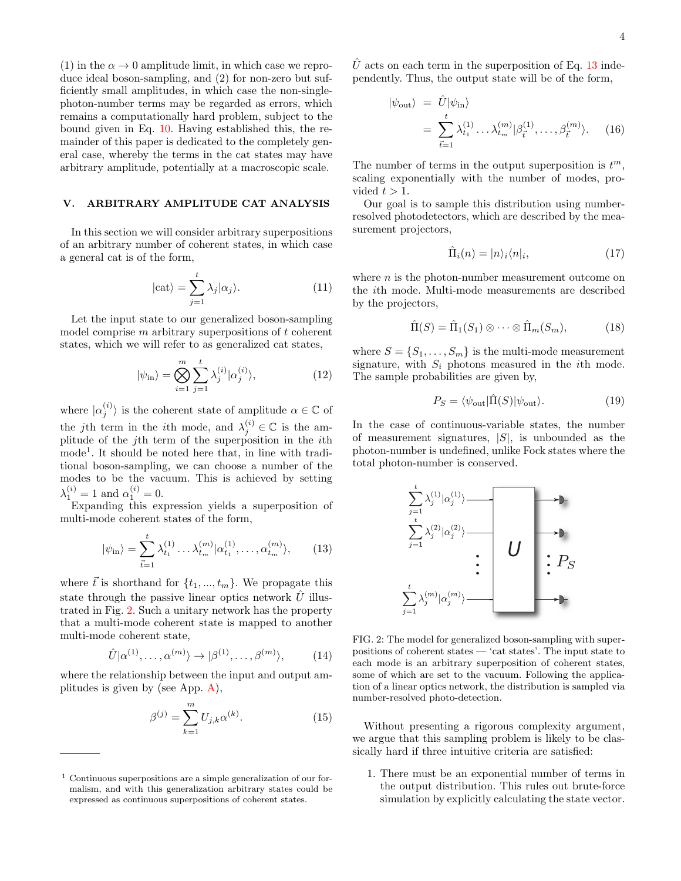(1) in the $\alpha \to 0$ amplitude limit, in which case we reproduce ideal boson-sampling, and (2) for non-zero but sufficiently small amplitudes, in which case the non-single-photon-number terms may be regarded as errors, which remains a computationally hard problem, subject to the bound given in Eq. 10. Having established this, the remainder of this paper is dedicated to the completely general case, whereby the terms in the cat states may have arbitrary amplitude, potentially at a macroscopic scale.

## V. ARBITRARY AMPLITUDE CAT ANALYSIS

In this section we will consider arbitrary superpositions of an arbitrary number of coherent states, in which case a general cat is of the form,

$$|\text{cat}\rangle = \sum_{j=1}^{t} \lambda_j |\alpha_j\rangle. \quad (11)$$

Let the input state to our generalized boson-sampling model comprise $m$ arbitrary superpositions of $t$ coherent states, which we will refer to as generalized cat states,

$$|\psi_{\text{in}}\rangle = \bigotimes_{i=1}^{m} \sum_{j=1}^{t} \lambda_j^{(i)} |\alpha_j^{(i)}\rangle, \quad (12)$$

where $|\alpha_j^{(i)}\rangle$ is the coherent state of amplitude $\alpha \in \mathbb{C}$ of the $j$th term in the $i$th mode, and $\lambda_j^{(i)} \in \mathbb{C}$ is the amplitude of the $j$th term of the superposition in the $i$th mode[1]. It should be noted here that, in line with traditional boson-sampling, we can choose a number of the modes to be the vacuum. This is achieved by setting $\lambda_1^{(i)} = 1$ and $\alpha_1^{(i)} = 0$.

Expanding this expression yields a superposition of multi-mode coherent states of the form,

$$|\psi_{\text{in}}\rangle = \sum_{\vec{t}=1}^{t} \lambda_{t_1}^{(1)} \dots \lambda_{t_m}^{(m)} |\alpha_{t_1}^{(1)}, \dots, \alpha_{t_m}^{(m)}\rangle, \quad (13)$$

where $\vec{t}$ is shorthand for $\{t_1, ..., t_m\}$. We propagate this state through the passive linear optics network $\hat{U}$ illustrated in Fig. 2. Such a unitary network has the property that a multi-mode coherent state is mapped to another multi-mode coherent state,

$$\hat{U}|\alpha^{(1)}, \dots, \alpha^{(m)}\rangle \to |\beta^{(1)}, \dots, \beta^{(m)}\rangle, \quad (14)$$

where the relationship between the input and output amplitudes is given by (see App. A),

$$\beta^{(j)} = \sum_{k=1}^{m} U_{j,k} \alpha^{(k)}. \quad (15)$$

[1] Continuous superpositions are a simple generalization of our formalism, and with this generalization arbitrary states could be expressed as continuous superpositions of coherent states.

$\hat{U}$ acts on each term in the superposition of Eq. 13 independently. Thus, the output state will be of the form,

$$\begin{aligned} |\psi_{\text{out}}\rangle &= \hat{U}|\psi_{\text{in}}\rangle \\ &= \sum_{\vec{t}=1}^{t} \lambda_{t_1}^{(1)} \dots \lambda_{t_m}^{(m)} |\beta_{\vec{t}}^{(1)}, \dots, \beta_{\vec{t}}^{(m)}\rangle. \end{aligned} \quad (16)$$

The number of terms in the output superposition is $t^m$, scaling exponentially with the number of modes, provided $t > 1$.

Our goal is to sample this distribution using number-resolved photodetectors, which are described by the measurement projectors,

$$\hat{\Pi}_i(n) = |n\rangle_i \langle n|_i, \quad (17)$$

where $n$ is the photon-number measurement outcome on the $i$th mode. Multi-mode measurements are described by the projectors,

$$\hat{\Pi}(S) = \hat{\Pi}_1(S_1) \otimes \dots \otimes \hat{\Pi}_m(S_m), \quad (18)$$

where $S = \{S_1, \dots, S_m\}$ is the multi-mode measurement signature, with $S_i$ photons measured in the $i$th mode. The sample probabilities are given by,

$$P_S = \langle\psi_{\text{out}}|\hat{\Pi}(S)|\psi_{\text{out}}\rangle. \quad (19)$$

In the case of continuous-variable states, the number of measurement signatures, $|S|$, is unbounded as the photon-number is undefined, unlike Fock states where the total photon-number is conserved.

FIG. 2: The model for generalized boson-sampling with superpositions of coherent states — 'cat states'. The input state to each mode is an arbitrary superposition of coherent states, some of which are set to the vacuum. Following the application of a linear optics network, the distribution is sampled via number-resolved photo-detection.

Without presenting a rigorous complexity argument, we argue that this sampling problem is likely to be classically hard if three intuitive criteria are satisfied:

1. There must be an exponential number of terms in the output distribution. This rules out brute-force simulation by explicitly calculating the state vector.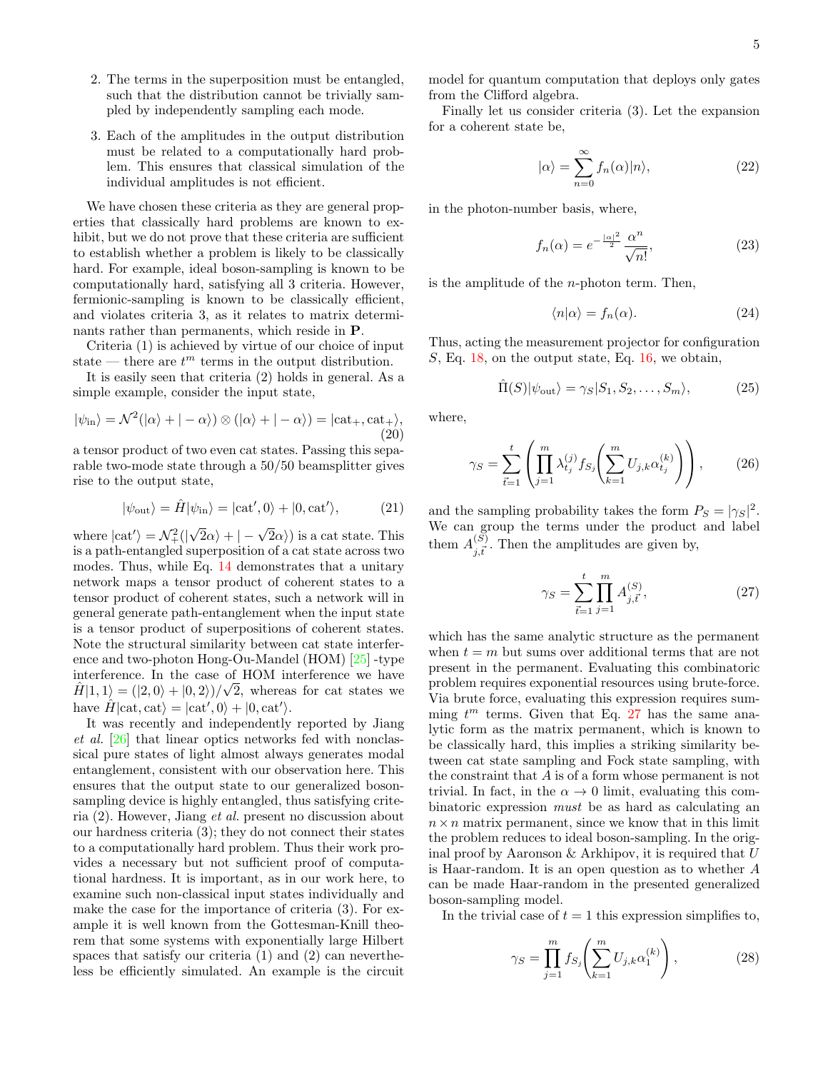2. The terms in the superposition must be entangled, such that the distribution cannot be trivially sampled by independently sampling each mode.

3. Each of the amplitudes in the output distribution must be related to a computationally hard problem. This ensures that classical simulation of the individual amplitudes is not efficient.

We have chosen these criteria as they are general properties that classically hard problems are known to exhibit, but we do not prove that these criteria are sufficient to establish whether a problem is likely to be classically hard. For example, ideal boson-sampling is known to be computationally hard, satisfying all 3 criteria. However, fermionic-sampling is known to be classically efficient, and violates criteria 3, as it relates to matrix determinants rather than permanents, which reside in **P**.

Criteria (1) is achieved by virtue of our choice of input state — there are $t^m$ terms in the output distribution.

It is easily seen that criteria (2) holds in general. As a simple example, consider the input state,

$$
|\psi_{\text{in}}\rangle = \mathcal{N}^2(|\alpha\rangle + |-\alpha\rangle) \otimes (|\alpha\rangle + |-\alpha\rangle) = |\text{cat}_+, \text{cat}_+\rangle, \tag{20}
$$

a tensor product of two even cat states. Passing this separable two-mode state through a 50/50 beamsplitter gives rise to the output state,

$$
|\psi_{\text{out}}\rangle = \hat{H}|\psi_{\text{in}}\rangle = |\text{cat}', 0\rangle + |0, \text{cat}'\rangle, \tag{21}
$$

where $|\text{cat}'\rangle = \mathcal{N}_+^2(|\sqrt{2}\alpha\rangle + |-\sqrt{2}\alpha\rangle)$ is a cat state. This is a path-entangled superposition of a cat state across two modes. Thus, while Eq. 14 demonstrates that a unitary network maps a tensor product of coherent states to a tensor product of coherent states, such a network will in general generate path-entanglement when the input state is a tensor product of superpositions of coherent states. Note the structural similarity between cat state interference and two-photon Hong-Ou-Mandel (HOM) [25] -type interference. In the case of HOM interference we have $\hat{H}|1,1\rangle = (|2,0\rangle + |0,2\rangle)/\sqrt{2}$, whereas for cat states we have $\hat{H}|\text{cat},\text{cat}\rangle = |\text{cat}', 0\rangle + |0, \text{cat}'\rangle$.

It was recently and independently reported by Jiang *et al.* [26] that linear optics networks fed with nonclassical pure states of light almost always generates modal entanglement, consistent with our observation here. This ensures that the output state to our generalized boson-sampling device is highly entangled, thus satisfying criteria (2). However, Jiang *et al.* present no discussion about our hardness criteria (3); they do not connect their states to a computationally hard problem. Thus their work provides a necessary but not sufficient proof of computational hardness. It is important, as in our work here, to examine such non-classical input states individually and make the case for the importance of criteria (3). For example it is well known from the Gottesman-Knill theorem that some systems with exponentially large Hilbert spaces that satisfy our criteria (1) and (2) can nevertheless be efficiently simulated. An example is the circuit model for quantum computation that deploys only gates from the Clifford algebra.

Finally let us consider criteria (3). Let the expansion for a coherent state be,

$$
|\alpha\rangle = \sum_{n=0}^{\infty} f_n(\alpha)|n\rangle, \tag{22}
$$

in the photon-number basis, where,

$$
f_n(\alpha) = e^{-\frac{|\alpha|^2}{2}} \frac{\alpha^n}{\sqrt{n!}}, \tag{23}
$$

is the amplitude of the $n$-photon term. Then,

$$
\langle n|\alpha\rangle = f_n(\alpha). \tag{24}
$$

Thus, acting the measurement projector for configuration $S$, Eq. 18, on the output state, Eq. 16, we obtain,

$$
\hat{\Pi}(S)|\psi_{\text{out}}\rangle = \gamma_S|S_1, S_2, \dots, S_m\rangle, \tag{25}
$$

where,

$$
\gamma_S = \sum_{\vec{t}=1}^{t} \left( \prod_{j=1}^{m} \lambda_{t_j}^{(j)} f_{S_j}\left( \sum_{k=1}^{m} U_{j,k}\alpha_{t_j}^{(k)} \right) \right), \tag{26}
$$

and the sampling probability takes the form $P_S = |\gamma_S|^2$. We can group the terms under the product and label them $A_{j,\vec{t}}^{(S)}$. Then the amplitudes are given by,

$$
\gamma_S = \sum_{\vec{t}=1}^{t} \prod_{j=1}^{m} A_{j,\vec{t}}^{(S)}, \tag{27}
$$

which has the same analytic structure as the permanent when $t = m$ but sums over additional terms that are not present in the permanent. Evaluating this combinatoric problem requires exponential resources using brute-force. Via brute force, evaluating this expression requires summing $t^m$ terms. Given that Eq. 27 has the same analytic form as the matrix permanent, which is known to be classically hard, this implies a striking similarity between cat state sampling and Fock state sampling, with the constraint that $A$ is of a form whose permanent is not trivial. In fact, in the $\alpha \to 0$ limit, evaluating this combinatoric expression *must* be as hard as calculating an $n \times n$ matrix permanent, since we know that in this limit the problem reduces to ideal boson-sampling. In the original proof by Aaronson & Arkhipov, it is required that $U$ is Haar-random. It is an open question as to whether $A$ can be made Haar-random in the presented generalized boson-sampling model.

In the trivial case of $t = 1$ this expression simplifies to,

$$
\gamma_S = \prod_{j=1}^{m} f_{S_j}\left( \sum_{k=1}^{m} U_{j,k}\alpha_1^{(k)} \right), \tag{28}
$$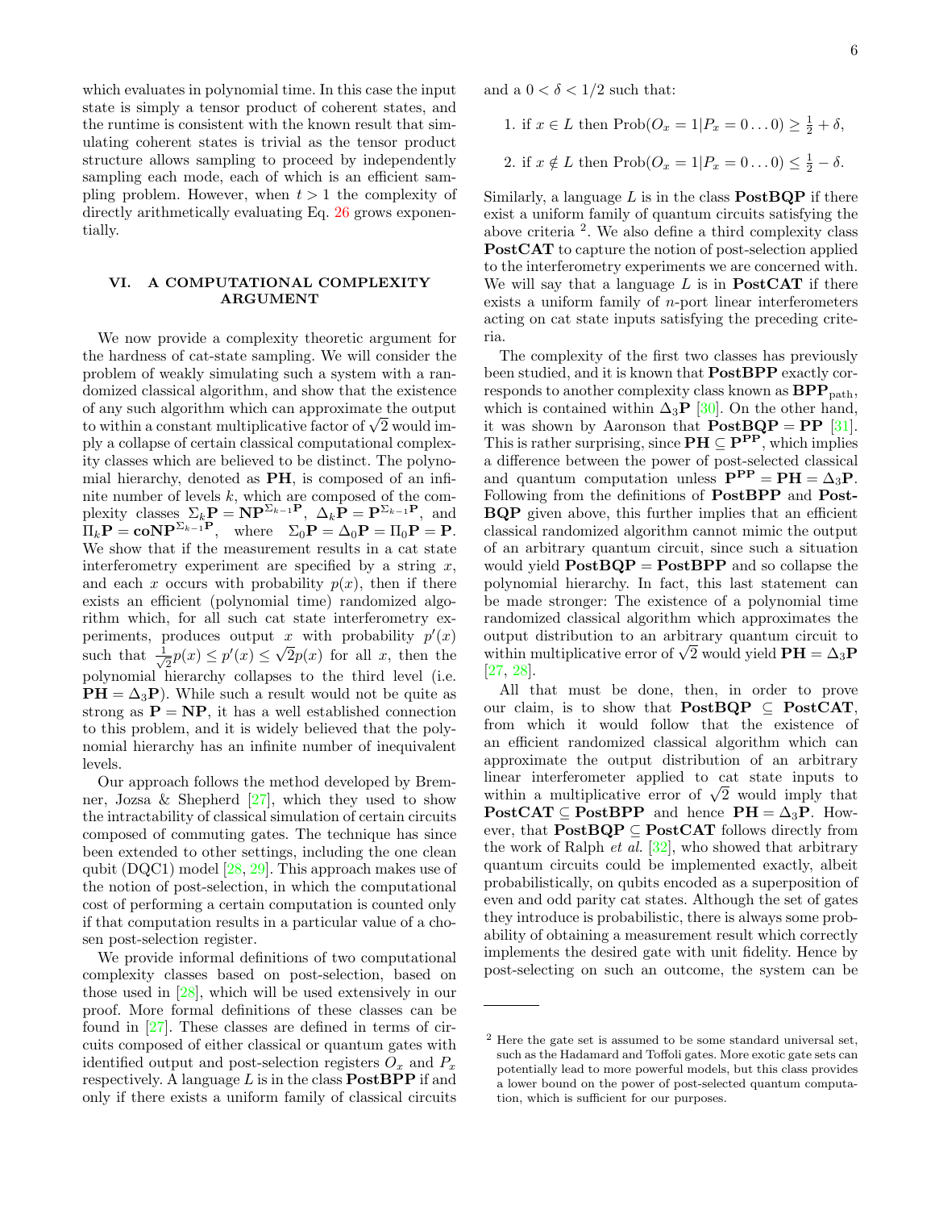which evaluates in polynomial time. In this case the input state is simply a tensor product of coherent states, and the runtime is consistent with the known result that simulating coherent states is trivial as the tensor product structure allows sampling to proceed by independently sampling each mode, each of which is an efficient sampling problem. However, when $t > 1$ the complexity of directly arithmetically evaluating Eq. 26 grows exponentially.

## VI. A COMPUTATIONAL COMPLEXITY ARGUMENT

We now provide a complexity theoretic argument for the hardness of cat-state sampling. We will consider the problem of weakly simulating such a system with a randomized classical algorithm, and show that the existence of any such algorithm which can approximate the output to within a constant multiplicative factor of $\sqrt{2}$ would imply a collapse of certain classical computational complexity classes which are believed to be distinct. The polynomial hierarchy, denoted as **PH**, is composed of an infinite number of levels $k$, which are composed of the complexity classes $\Sigma_k\mathbf{P} = \mathbf{NP}^{\Sigma_{k-1}\mathbf{P}}$, $\Delta_k\mathbf{P} = \mathbf{P}^{\Sigma_{k-1}\mathbf{P}}$, and $\Pi_k\mathbf{P} = \mathbf{coNP}^{\Sigma_{k-1}\mathbf{P}}$, where $\Sigma_0\mathbf{P} = \Delta_0\mathbf{P} = \Pi_0\mathbf{P} = \mathbf{P}$. We show that if the measurement results in a cat state interferometry experiment are specified by a string $x$, and each $x$ occurs with probability $p(x)$, then if there exists an efficient (polynomial time) randomized algorithm which, for all such cat state interferometry experiments, produces output $x$ with probability $p'(x)$ such that $\frac{1}{\sqrt{2}}p(x) \leq p'(x) \leq \sqrt{2}p(x)$ for all $x$, then the polynomial hierarchy collapses to the third level (i.e. $\mathbf{PH} = \Delta_3\mathbf{P}$). While such a result would not be quite as strong as $\mathbf{P} = \mathbf{NP}$, it has a well established connection to this problem, and it is widely believed that the polynomial hierarchy has an infinite number of inequivalent levels.

Our approach follows the method developed by Bremner, Jozsa & Shepherd [27], which they used to show the intractability of classical simulation of certain circuits composed of commuting gates. The technique has since been extended to other settings, including the one clean qubit (DQC1) model [28, 29]. This approach makes use of the notion of post-selection, in which the computational cost of performing a certain computation is counted only if that computation results in a particular value of a chosen post-selection register.

We provide informal definitions of two computational complexity classes based on post-selection, based on those used in [28], which will be used extensively in our proof. More formal definitions of these classes can be found in [27]. These classes are defined in terms of circuits composed of either classical or quantum gates with identified output and post-selection registers $O_x$ and $P_x$ respectively. A language $L$ is in the class **PostBPP** if and only if there exists a uniform family of classical circuits and a $0 < \delta < 1/2$ such that:

1. if $x \in L$ then $\text{Prob}(O_x = 1|P_x = 0\ldots0) \geq \frac{1}{2} + \delta$,
2. if $x \notin L$ then $\text{Prob}(O_x = 1|P_x = 0\ldots0) \leq \frac{1}{2} - \delta$.

Similarly, a language $L$ is in the class **PostBQP** if there exist a uniform family of quantum circuits satisfying the above criteria [2]. We also define a third complexity class **PostCAT** to capture the notion of post-selection applied to the interferometry experiments we are concerned with. We will say that a language $L$ is in **PostCAT** if there exists a uniform family of $n$-port linear interferometers acting on cat state inputs satisfying the preceding criteria.

The complexity of the first two classes has previously been studied, and it is known that **PostBPP** exactly corresponds to another complexity class known as $\mathbf{BPP}_{\text{path}}$, which is contained within $\Delta_3\mathbf{P}$ [30]. On the other hand, it was shown by Aaronson that $\mathbf{PostBQP} = \mathbf{PP}$ [31]. This is rather surprising, since $\mathbf{PH} \subseteq \mathbf{P^{PP}}$, which implies a difference between the power of post-selected classical and quantum computation unless $\mathbf{P^{PP}} = \mathbf{PH} = \Delta_3\mathbf{P}$. Following from the definitions of **PostBPP** and **PostBQP** given above, this further implies that an efficient classical randomized algorithm cannot mimic the output of an arbitrary quantum circuit, since such a situation would yield $\mathbf{PostBQP} = \mathbf{PostBPP}$ and so collapse the polynomial hierarchy. In fact, this last statement can be made stronger: The existence of a polynomial time randomized classical algorithm which approximates the output distribution to an arbitrary quantum circuit to within multiplicative error of $\sqrt{2}$ would yield $\mathbf{PH} = \Delta_3\mathbf{P}$ [27, 28].

All that must be done, then, in order to prove our claim, is to show that $\mathbf{PostBQP} \subseteq \mathbf{PostCAT}$, from which it would follow that the existence of an efficient randomized classical algorithm which can approximate the output distribution of an arbitrary linear interferometer applied to cat state inputs to within a multiplicative error of $\sqrt{2}$ would imply that $\mathbf{PostCAT} \subseteq \mathbf{PostBPP}$ and hence $\mathbf{PH} = \Delta_3\mathbf{P}$. However, that $\mathbf{PostBQP} \subseteq \mathbf{PostCAT}$ follows directly from the work of Ralph *et al.* [32], who showed that arbitrary quantum circuits could be implemented exactly, albeit probabilistically, on qubits encoded as a superposition of even and odd parity cat states. Although the set of gates they introduce is probabilistic, there is always some probability of obtaining a measurement result which correctly implements the desired gate with unit fidelity. Hence by post-selecting on such an outcome, the system can be

[2] Here the gate set is assumed to be some standard universal set, such as the Hadamard and Toffoli gates. More exotic gate sets can potentially lead to more powerful models, but this class provides a lower bound on the power of post-selected quantum computation, which is sufficient for our purposes.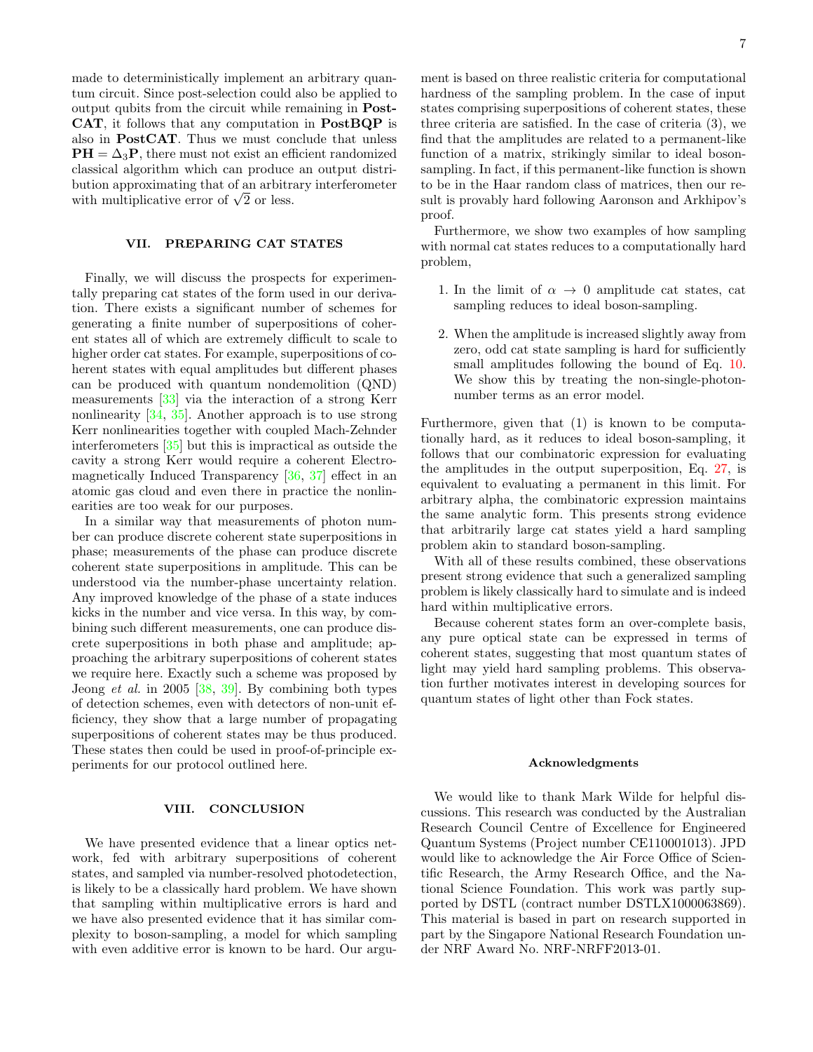made to deterministically implement an arbitrary quantum circuit. Since post-selection could also be applied to output qubits from the circuit while remaining in **PostCAT**, it follows that any computation in **PostBQP** is also in **PostCAT**. Thus we must conclude that unless $\mathbf{PH} = \Delta_3\mathbf{P}$, there must not exist an efficient randomized classical algorithm which can produce an output distribution approximating that of an arbitrary interferometer with multiplicative error of $\sqrt{2}$ or less.

## VII. PREPARING CAT STATES

Finally, we will discuss the prospects for experimentally preparing cat states of the form used in our derivation. There exists a significant number of schemes for generating a finite number of superpositions of coherent states all of which are extremely difficult to scale to higher order cat states. For example, superpositions of coherent states with equal amplitudes but different phases can be produced with quantum nondemolition (QND) measurements [33] via the interaction of a strong Kerr nonlinearity [34, 35]. Another approach is to use strong Kerr nonlinearities together with coupled Mach-Zehnder interferometers [35] but this is impractical as outside the cavity a strong Kerr would require a coherent Electromagnetically Induced Transparency [36, 37] effect in an atomic gas cloud and even there in practice the nonlinearities are too weak for our purposes.

In a similar way that measurements of photon number can produce discrete coherent state superpositions in phase; measurements of the phase can produce discrete coherent state superpositions in amplitude. This can be understood via the number-phase uncertainty relation. Any improved knowledge of the phase of a state induces kicks in the number and vice versa. In this way, by combining such different measurements, one can produce discrete superpositions in both phase and amplitude; approaching the arbitrary superpositions of coherent states we require here. Exactly such a scheme was proposed by Jeong *et al.* in 2005 [38, 39]. By combining both types of detection schemes, even with detectors of non-unit efficiency, they show that a large number of propagating superpositions of coherent states may be thus produced. These states then could be used in proof-of-principle experiments for our protocol outlined here.

## VIII. CONCLUSION

We have presented evidence that a linear optics network, fed with arbitrary superpositions of coherent states, and sampled via number-resolved photodetection, is likely to be a classically hard problem. We have shown that sampling within multiplicative errors is hard and we have also presented evidence that it has similar complexity to boson-sampling, a model for which sampling with even additive error is known to be hard. Our argument is based on three realistic criteria for computational hardness of the sampling problem. In the case of input states comprising superpositions of coherent states, these three criteria are satisfied. In the case of criteria (3), we find that the amplitudes are related to a permanent-like function of a matrix, strikingly similar to ideal boson-sampling. In fact, if this permanent-like function is shown to be in the Haar random class of matrices, then our result is provably hard following Aaronson and Arkhipov's proof.

Furthermore, we show two examples of how sampling with normal cat states reduces to a computationally hard problem,

1. In the limit of $\alpha \to 0$ amplitude cat states, cat sampling reduces to ideal boson-sampling.

2. When the amplitude is increased slightly away from zero, odd cat state sampling is hard for sufficiently small amplitudes following the bound of Eq. 10. We show this by treating the non-single-photon-number terms as an error model.

Furthermore, given that (1) is known to be computationally hard, as it reduces to ideal boson-sampling, it follows that our combinatoric expression for evaluating the amplitudes in the output superposition, Eq. 27, is equivalent to evaluating a permanent in this limit. For arbitrary alpha, the combinatoric expression maintains the same analytic form. This presents strong evidence that arbitrarily large cat states yield a hard sampling problem akin to standard boson-sampling.

With all of these results combined, these observations present strong evidence that such a generalized sampling problem is likely classically hard to simulate and is indeed hard within multiplicative errors.

Because coherent states form an over-complete basis, any pure optical state can be expressed in terms of coherent states, suggesting that most quantum states of light may yield hard sampling problems. This observation further motivates interest in developing sources for quantum states of light other than Fock states.

### Acknowledgments

We would like to thank Mark Wilde for helpful discussions. This research was conducted by the Australian Research Council Centre of Excellence for Engineered Quantum Systems (Project number CE110001013). JPD would like to acknowledge the Air Force Office of Scientific Research, the Army Research Office, and the National Science Foundation. This work was partly supported by DSTL (contract number DSTLX1000063869). This material is based in part on research supported in part by the Singapore National Research Foundation under NRF Award No. NRF-NRFF2013-01.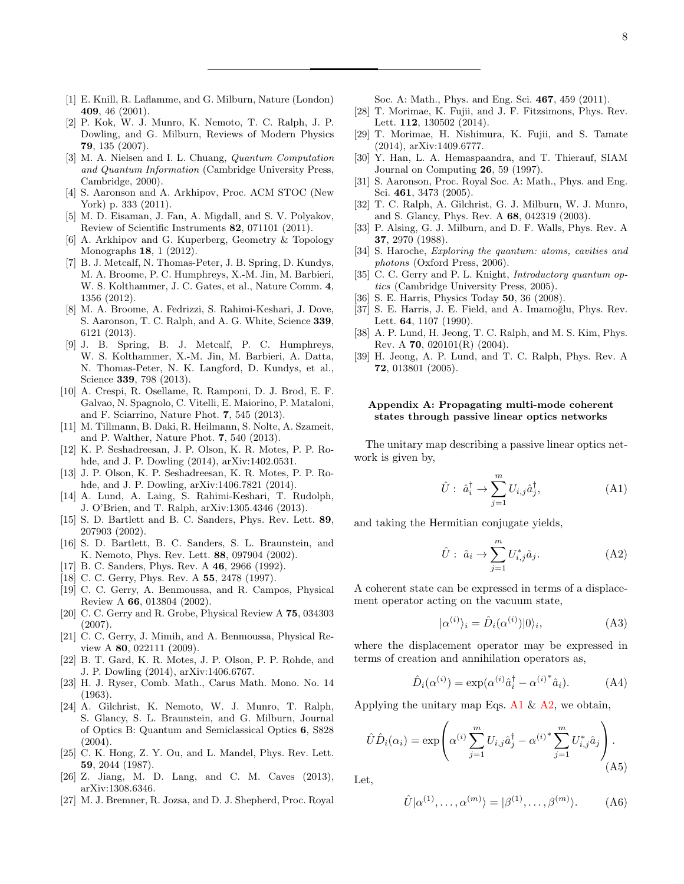[1] E. Knill, R. Laflamme, and G. Milburn, Nature (London) **409**, 46 (2001).

[2] P. Kok, W. J. Munro, K. Nemoto, T. C. Ralph, J. P. Dowling, and G. Milburn, Reviews of Modern Physics **79**, 135 (2007).

[3] M. A. Nielsen and I. L. Chuang, *Quantum Computation and Quantum Information* (Cambridge University Press, Cambridge, 2000).

[4] S. Aaronson and A. Arkhipov, Proc. ACM STOC (New York) p. 333 (2011).

[5] M. D. Eisaman, J. Fan, A. Migdall, and S. V. Polyakov, Review of Scientific Instruments **82**, 071101 (2011).

[6] A. Arkhipov and G. Kuperberg, Geometry & Topology Monographs **18**, 1 (2012).

[7] B. J. Metcalf, N. Thomas-Peter, J. B. Spring, D. Kundys, M. A. Broome, P. C. Humphreys, X.-M. Jin, M. Barbieri, W. S. Kolthammer, J. C. Gates, et al., Nature Comm. **4**, 1356 (2012).

[8] M. A. Broome, A. Fedrizzi, S. Rahimi-Keshari, J. Dove, S. Aaronson, T. C. Ralph, and A. G. White, Science **339**, 6121 (2013).

[9] J. B. Spring, B. J. Metcalf, P. C. Humphreys, W. S. Kolthammer, X.-M. Jin, M. Barbieri, A. Datta, N. Thomas-Peter, N. K. Langford, D. Kundys, et al., Science **339**, 798 (2013).

[10] A. Crespi, R. Osellame, R. Ramponi, D. J. Brod, E. F. Galvao, N. Spagnolo, C. Vitelli, E. Maiorino, P. Mataloni, and F. Sciarrino, Nature Phot. **7**, 545 (2013).

[11] M. Tillmann, B. Daki, R. Heilmann, S. Nolte, A. Szameit, and P. Walther, Nature Phot. **7**, 540 (2013).

[12] K. P. Seshadreesan, J. P. Olson, K. R. Motes, P. P. Rohde, and J. P. Dowling (2014), arXiv:1402.0531.

[13] J. P. Olson, K. P. Seshadreesan, K. R. Motes, P. P. Rohde, and J. P. Dowling, arXiv:1406.7821 (2014).

[14] A. Lund, A. Laing, S. Rahimi-Keshari, T. Rudolph, J. O'Brien, and T. Ralph, arXiv:1305.4346 (2013).

[15] S. D. Bartlett and B. C. Sanders, Phys. Rev. Lett. **89**, 207903 (2002).

[16] S. D. Bartlett, B. C. Sanders, S. L. Braunstein, and K. Nemoto, Phys. Rev. Lett. **88**, 097904 (2002).

[17] B. C. Sanders, Phys. Rev. A **46**, 2966 (1992).

[18] C. C. Gerry, Phys. Rev. A **55**, 2478 (1997).

[19] C. C. Gerry, A. Benmoussa, and R. Campos, Physical Review A **66**, 013804 (2002).

[20] C. C. Gerry and R. Grobe, Physical Review A **75**, 034303 (2007).

[21] C. C. Gerry, J. Mimih, and A. Benmoussa, Physical Review A **80**, 022111 (2009).

[22] B. T. Gard, K. R. Motes, J. P. Olson, P. P. Rohde, and J. P. Dowling (2014), arXiv:1406.6767.

[23] H. J. Ryser, Comb. Math., Carus Math. Mono. No. 14 (1963).

[24] A. Gilchrist, K. Nemoto, W. J. Munro, T. Ralph, S. Glancy, S. L. Braunstein, and G. Milburn, Journal of Optics B: Quantum and Semiclassical Optics **6**, S828 (2004).

[25] C. K. Hong, Z. Y. Ou, and L. Mandel, Phys. Rev. Lett. **59**, 2044 (1987).

[26] Z. Jiang, M. D. Lang, and C. M. Caves (2013), arXiv:1308.6346.

[27] M. J. Bremner, R. Jozsa, and D. J. Shepherd, Proc. Royal Soc. A: Math., Phys. and Eng. Sci. **467**, 459 (2011).

[28] T. Morimae, K. Fujii, and J. F. Fitzsimons, Phys. Rev. Lett. **112**, 130502 (2014).

[29] T. Morimae, H. Nishimura, K. Fujii, and S. Tamate (2014), arXiv:1409.6777.

[30] Y. Han, L. A. Hemaspaandra, and T. Thierauf, SIAM Journal on Computing **26**, 59 (1997).

[31] S. Aaronson, Proc. Royal Soc. A: Math., Phys. and Eng. Sci. **461**, 3473 (2005).

[32] T. C. Ralph, A. Gilchrist, G. J. Milburn, W. J. Munro, and S. Glancy, Phys. Rev. A **68**, 042319 (2003).

[33] P. Alsing, G. J. Milburn, and D. F. Walls, Phys. Rev. A **37**, 2970 (1988).

[34] S. Haroche, *Exploring the quantum: atoms, cavities and photons* (Oxford Press, 2006).

[35] C. C. Gerry and P. L. Knight, *Introductory quantum optics* (Cambridge University Press, 2005).

[36] S. E. Harris, Physics Today **50**, 36 (2008).

[37] S. E. Harris, J. E. Field, and A. Imamoğlu, Phys. Rev. Lett. **64**, 1107 (1990).

[38] A. P. Lund, H. Jeong, T. C. Ralph, and M. S. Kim, Phys. Rev. A **70**, 020101(R) (2004).

[39] H. Jeong, A. P. Lund, and T. C. Ralph, Phys. Rev. A **72**, 013801 (2005).

## Appendix A: Propagating multi-mode coherent states through passive linear optics networks

The unitary map describing a passive linear optics network is given by,

$$\hat{U}:\ \hat{a}_i^\dagger \to \sum_{j=1}^{m} U_{i,j}\hat{a}_j^\dagger, \tag{A1}$$

and taking the Hermitian conjugate yields,

$$\hat{U}:\ \hat{a}_i \to \sum_{j=1}^{m} U_{i,j}^{*}\hat{a}_j. \tag{A2}$$

A coherent state can be expressed in terms of a displacement operator acting on the vacuum state,

$$|\alpha^{(i)}\rangle_i = \hat{D}_i(\alpha^{(i)})|0\rangle_i, \tag{A3}$$

where the displacement operator may be expressed in terms of creation and annihilation operators as,

$$\hat{D}_i(\alpha^{(i)}) = \exp(\alpha^{(i)}\hat{a}_i^\dagger - {\alpha^{(i)}}^{*}\hat{a}_i). \tag{A4}$$

Applying the unitary map Eqs. A1 & A2, we obtain,

$$\hat{U}\hat{D}_i(\alpha_i) = \exp\left(\alpha^{(i)}\sum_{j=1}^{m} U_{i,j}\hat{a}_j^\dagger - {\alpha^{(i)}}^{*}\sum_{j=1}^{m} U_{i,j}^{*}\hat{a}_j\right). \tag{A5}$$

Let,

$$\hat{U}|\alpha^{(1)},\ldots,\alpha^{(m)}\rangle = |\beta^{(1)},\ldots,\beta^{(m)}\rangle. \tag{A6}$$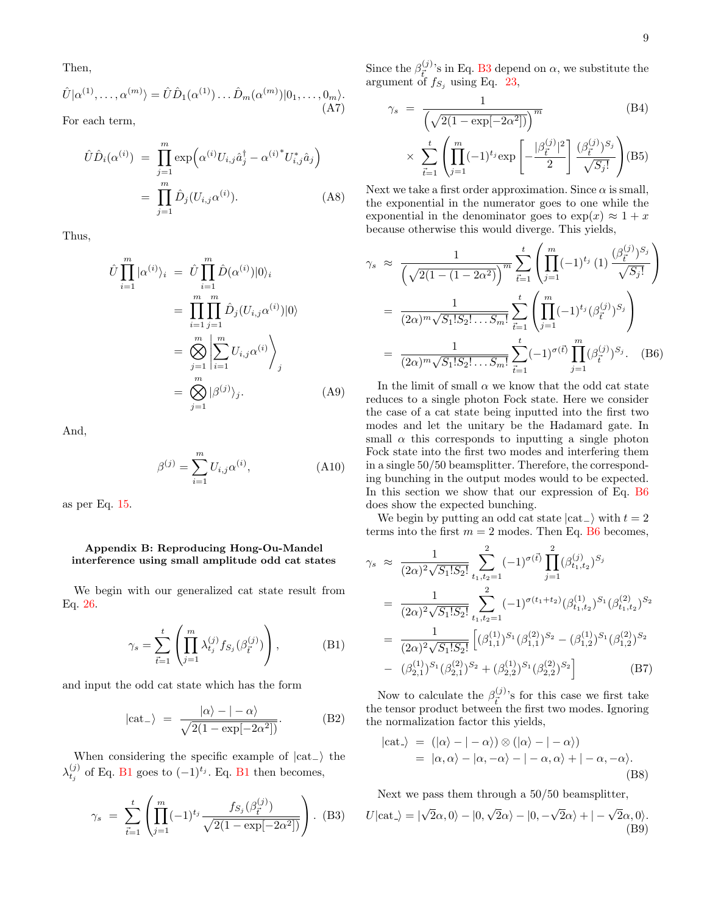Then,

$$\hat{U}|\alpha^{(1)},\ldots,\alpha^{(m)}\rangle = \hat{U}\hat{D}_1(\alpha^{(1)})\ldots\hat{D}_m(\alpha^{(m)})|0_1,\ldots,0_m\rangle. \tag{A7}$$

For each term,

$$\begin{aligned}\hat{U}\hat{D}_i(\alpha^{(i)}) &= \prod_{j=1}^{m}\exp\Big(\alpha^{(i)}U_{i,j}\hat{a}_j^\dagger - {\alpha^{(i)}}^* U_{i,j}^*\hat{a}_j\Big) \\ &= \prod_{j=1}^{m}\hat{D}_j(U_{i,j}\alpha^{(i)}). \end{aligned}\tag{A8}$$

Thus,

$$\begin{aligned}\hat{U}\prod_{i=1}^{m}|\alpha^{(i)}\rangle_i &= \hat{U}\prod_{i=1}^{m}\hat{D}(\alpha^{(i)})|0\rangle_i \\ &= \prod_{i=1}^{m}\prod_{j=1}^{m}\hat{D}_j(U_{i,j}\alpha^{(i)})|0\rangle \\ &= \bigotimes_{j=1}^{m}\left|\sum_{i=1}^{m}U_{i,j}\alpha^{(i)}\right\rangle_j \\ &= \bigotimes_{j=1}^{m}|\beta^{(j)}\rangle_j. \end{aligned}\tag{A9}$$

And,

$$\beta^{(j)} = \sum_{i=1}^{m}U_{i,j}\alpha^{(i)}, \tag{A10}$$

as per Eq. 15.

## Appendix B: Reproducing Hong-Ou-Mandel interference using small amplitude odd cat states

We begin with our generalized cat state result from Eq. 26.

$$\gamma_s = \sum_{\vec{t}=1}^{t}\left(\prod_{j=1}^{m}\lambda_{t_j}^{(j)}f_{S_j}(\beta_{\vec{t}}^{(j)})\right), \tag{B1}$$

and input the odd cat state which has the form

$$|\text{cat}_-\rangle = \frac{|\alpha\rangle - |-\alpha\rangle}{\sqrt{2(1-\exp[-2\alpha^2])}}. \tag{B2}$$

When considering the specific example of $|\text{cat}_-\rangle$ the $\lambda_{t_j}^{(j)}$ of Eq. B1 goes to $(-1)^{t_j}$. Eq. B1 then becomes,

$$\gamma_s = \sum_{\vec{t}=1}^{t}\left(\prod_{j=1}^{m}(-1)^{t_j}\frac{f_{S_j}(\beta_{\vec{t}}^{(j)})}{\sqrt{2(1-\exp[-2\alpha^2])}}\right). \tag{B3}$$

Since the $\beta_{\vec{t}}^{(j)}$'s in Eq. B3 depend on $\alpha$, we substitute the argument of $f_{S_j}$ using Eq. 23,

$$\gamma_s = \frac{1}{\left(\sqrt{2(1-\exp[-2\alpha^2])}\right)^m} \tag{B4}$$

$$\times \sum_{\vec{t}=1}^{t}\left(\prod_{j=1}^{m}(-1)^{t_j}\exp\left[-\frac{|\beta_{\vec{t}}^{(j)}|^2}{2}\right]\frac{(\beta_{\vec{t}}^{(j)})^{S_j}}{\sqrt{S_j!}}\right) \tag{B5}$$

Next we take a first order approximation. Since $\alpha$ is small, the exponential in the numerator goes to one while the exponential in the denominator goes to $\exp(x) \approx 1 + x$ because otherwise this would diverge. This yields,

$$\begin{aligned}\gamma_s &\approx \frac{1}{\left(\sqrt{2(1-(1-2\alpha^2)}\right)^m}\sum_{\vec{t}=1}^{t}\left(\prod_{j=1}^{m}(-1)^{t_j}\,(1)\,\frac{(\beta_{\vec{t}}^{(j)})^{S_j}}{\sqrt{S_j!}}\right) \\ &= \frac{1}{(2\alpha)^m\sqrt{S_1!S_2!\ldots S_m!}}\sum_{\vec{t}=1}^{t}\left(\prod_{j=1}^{m}(-1)^{t_j}(\beta_{\vec{t}}^{(j)})^{S_j}\right) \\ &= \frac{1}{(2\alpha)^m\sqrt{S_1!S_2!\ldots S_m!}}\sum_{\vec{t}=1}^{t}(-1)^{\sigma(\vec{t})}\prod_{j=1}^{m}(\beta_{\vec{t}}^{(j)})^{S_j}. \end{aligned}\tag{B6}$$

In the limit of small $\alpha$ we know that the odd cat state reduces to a single photon Fock state. Here we consider the case of a cat state being inputted into the first two modes and let the unitary be the Hadamard gate. In small $\alpha$ this corresponds to inputting a single photon Fock state into the first two modes and interfering them in a single 50/50 beamsplitter. Therefore, the corresponding bunching in the output modes would to be expected. In this section we show that our expression of Eq. B6 does show the expected bunching.

We begin by putting an odd cat state $|\text{cat}_-\rangle$ with $t = 2$ terms into the first $m = 2$ modes. Then Eq. B6 becomes,

$$\begin{aligned}\gamma_s &\approx \frac{1}{(2\alpha)^2\sqrt{S_1!S_2!}}\sum_{t_1,t_2=1}^{2}(-1)^{\sigma(\vec{t})}\prod_{j=1}^{2}(\beta_{t_1,t_2}^{(j)})^{S_j} \\ &= \frac{1}{(2\alpha)^2\sqrt{S_1!S_2!}}\sum_{t_1,t_2=1}^{2}(-1)^{\sigma(t_1+t_2)}(\beta_{t_1,t_2}^{(1)})^{S_1}(\beta_{t_1,t_2}^{(2)})^{S_2} \\ &= \frac{1}{(2\alpha)^2\sqrt{S_1!S_2!}}\Big[(\beta_{1,1}^{(1)})^{S_1}(\beta_{1,1}^{(2)})^{S_2} - (\beta_{1,2}^{(1)})^{S_1}(\beta_{1,2}^{(2)})^{S_2} \\ &- (\beta_{2,1}^{(1)})^{S_1}(\beta_{2,1}^{(2)})^{S_2} + (\beta_{2,2}^{(1)})^{S_1}(\beta_{2,2}^{(2)})^{S_2}\Big] \end{aligned}\tag{B7}$$

Now to calculate the $\beta_{\vec{t}}^{(j)}$'s for this case we first take the tensor product between the first two modes. Ignoring the normalization factor this yields,

$$\begin{aligned}|\text{cat}_-\rangle &= (|\alpha\rangle - |-\alpha\rangle)\otimes(|\alpha\rangle - |-\alpha\rangle) \\ &= |\alpha,\alpha\rangle - |\alpha,-\alpha\rangle - |-\alpha,\alpha\rangle + |-\alpha,-\alpha\rangle. \end{aligned}\tag{B8}$$

Next we pass them through a 50/50 beamsplitter,

$$U|\text{cat}_-\rangle = |\sqrt{2}\alpha,0\rangle - |0,\sqrt{2}\alpha\rangle - |0,-\sqrt{2}\alpha\rangle + |-\sqrt{2}\alpha,0\rangle. \tag{B9}$$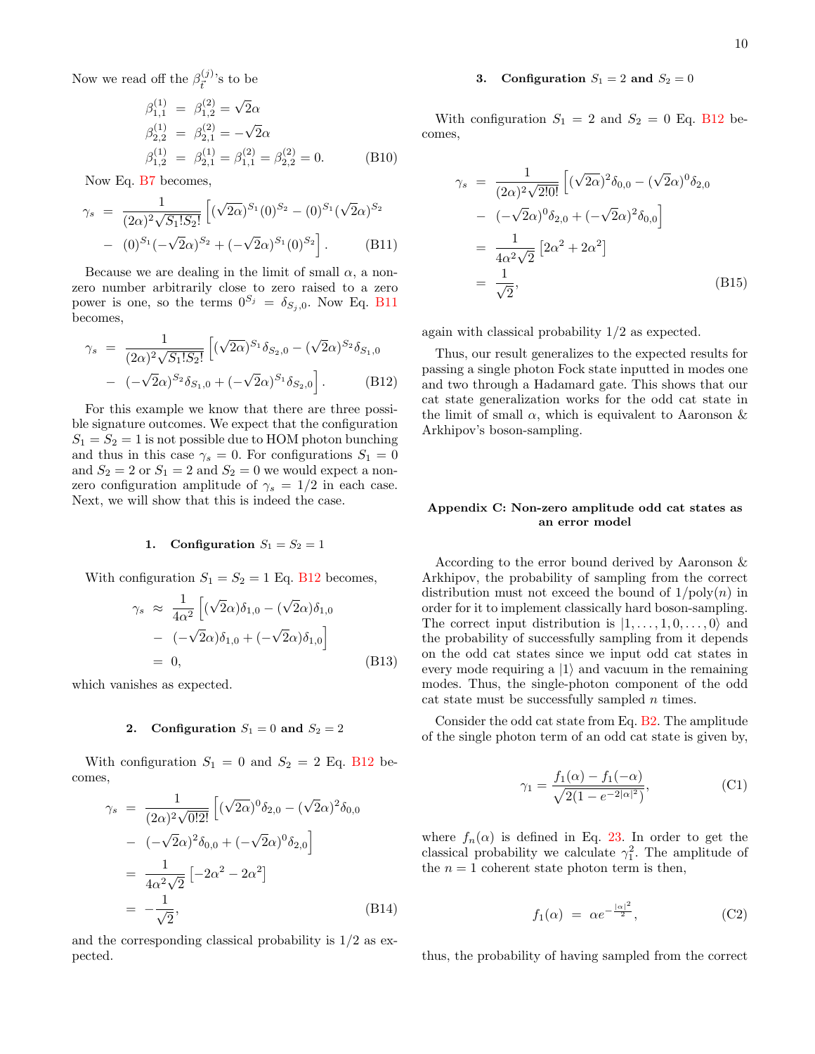Now we read off the $\beta_t^{(j)}$'s to be

$$
\begin{aligned}
\beta_{1,1}^{(1)} &= \beta_{1,2}^{(2)} = \sqrt{2}\alpha \\
\beta_{2,2}^{(1)} &= \beta_{2,1}^{(2)} = -\sqrt{2}\alpha \\
\beta_{1,2}^{(1)} &= \beta_{2,1}^{(1)} = \beta_{1,1}^{(2)} = \beta_{2,2}^{(2)} = 0.
\end{aligned} \tag{B10}
$$

Now Eq. B7 becomes,

$$
\begin{aligned}
\gamma_s &= \frac{1}{(2\alpha)^2\sqrt{S_1!S_2!}}\Big[(\sqrt{2}\alpha)^{S_1}(0)^{S_2} - (0)^{S_1}(\sqrt{2}\alpha)^{S_2} \\
&- (0)^{S_1}(-\sqrt{2}\alpha)^{S_2} + (-\sqrt{2}\alpha)^{S_1}(0)^{S_2}\Big].
\end{aligned} \tag{B11}
$$

Because we are dealing in the limit of small $\alpha$, a non-zero number arbitrarily close to zero raised to a zero power is one, so the terms $0^{S_j} = \delta_{S_j,0}$. Now Eq. B11 becomes,

$$
\begin{aligned}
\gamma_s &= \frac{1}{(2\alpha)^2\sqrt{S_1!S_2!}}\Big[(\sqrt{2}\alpha)^{S_1}\delta_{S_2,0} - (\sqrt{2}\alpha)^{S_2}\delta_{S_1,0} \\
&- (-\sqrt{2}\alpha)^{S_2}\delta_{S_1,0} + (-\sqrt{2}\alpha)^{S_1}\delta_{S_2,0}\Big].
\end{aligned} \tag{B12}
$$

For this example we know that there are three possible signature outcomes. We expect that the configuration $S_1 = S_2 = 1$ is not possible due to HOM photon bunching and thus in this case $\gamma_s = 0$. For configurations $S_1 = 0$ and $S_2 = 2$ or $S_1 = 2$ and $S_2 = 0$ we would expect a non-zero configuration amplitude of $\gamma_s = 1/2$ in each case. Next, we will show that this is indeed the case.

### 1. Configuration $S_1 = S_2 = 1$

With configuration $S_1 = S_2 = 1$ Eq. B12 becomes,

$$
\begin{aligned}
\gamma_s &\approx \frac{1}{4\alpha^2}\Big[(\sqrt{2}\alpha)\delta_{1,0} - (\sqrt{2}\alpha)\delta_{1,0} \\
&- (-\sqrt{2}\alpha)\delta_{1,0} + (-\sqrt{2}\alpha)\delta_{1,0}\Big] \\
&= 0,
\end{aligned} \tag{B13}
$$

which vanishes as expected.

### 2. Configuration $S_1 = 0$ and $S_2 = 2$

With configuration $S_1 = 0$ and $S_2 = 2$ Eq. B12 becomes,

$$
\begin{aligned}
\gamma_s &= \frac{1}{(2\alpha)^2\sqrt{0!2!}}\Big[(\sqrt{2}\alpha)^0\delta_{2,0} - (\sqrt{2}\alpha)^2\delta_{0,0} \\
&- (-\sqrt{2}\alpha)^2\delta_{0,0} + (-\sqrt{2}\alpha)^0\delta_{2,0}\Big] \\
&= \frac{1}{4\alpha^2\sqrt{2}}\left[-2\alpha^2 - 2\alpha^2\right] \\
&= -\frac{1}{\sqrt{2}},
\end{aligned} \tag{B14}
$$

and the corresponding classical probability is 1/2 as expected.

### 3. Configuration $S_1 = 2$ and $S_2 = 0$

With configuration $S_1 = 2$ and $S_2 = 0$ Eq. B12 becomes,

$$
\begin{aligned}
\gamma_s &= \frac{1}{(2\alpha)^2\sqrt{2!0!}}\Big[(\sqrt{2}\alpha)^2\delta_{0,0} - (\sqrt{2}\alpha)^0\delta_{2,0} \\
&- (-\sqrt{2}\alpha)^0\delta_{2,0} + (-\sqrt{2}\alpha)^2\delta_{0,0}\Big] \\
&= \frac{1}{4\alpha^2\sqrt{2}}\left[2\alpha^2 + 2\alpha^2\right] \\
&= \frac{1}{\sqrt{2}},
\end{aligned} \tag{B15}
$$

again with classical probability 1/2 as expected.

Thus, our result generalizes to the expected results for passing a single photon Fock state inputted in modes one and two through a Hadamard gate. This shows that our cat state generalization works for the odd cat state in the limit of small $\alpha$, which is equivalent to Aaronson & Arkhipov's boson-sampling.

## Appendix C: Non-zero amplitude odd cat states as an error model

According to the error bound derived by Aaronson & Arkhipov, the probability of sampling from the correct distribution must not exceed the bound of $1/\mathrm{poly}(n)$ in order for it to implement classically hard boson-sampling. The correct input distribution is $|1, \ldots, 1, 0, \ldots, 0\rangle$ and the probability of successfully sampling from it depends on the odd cat states since we input odd cat states in every mode requiring a $|1\rangle$ and vacuum in the remaining modes. Thus, the single-photon component of the odd cat state must be successfully sampled $n$ times.

Consider the odd cat state from Eq. B2. The amplitude of the single photon term of an odd cat state is given by,

$$
\gamma_1 = \frac{f_1(\alpha) - f_1(-\alpha)}{\sqrt{2(1 - e^{-2|\alpha|^2})}}, \tag{C1}
$$

where $f_n(\alpha)$ is defined in Eq. 23. In order to get the classical probability we calculate $\gamma_1^2$. The amplitude of the $n = 1$ coherent state photon term is then,

$$
f_1(\alpha) = \alpha e^{-\frac{|\alpha|^2}{2}}, \tag{C2}
$$

thus, the probability of having sampled from the correct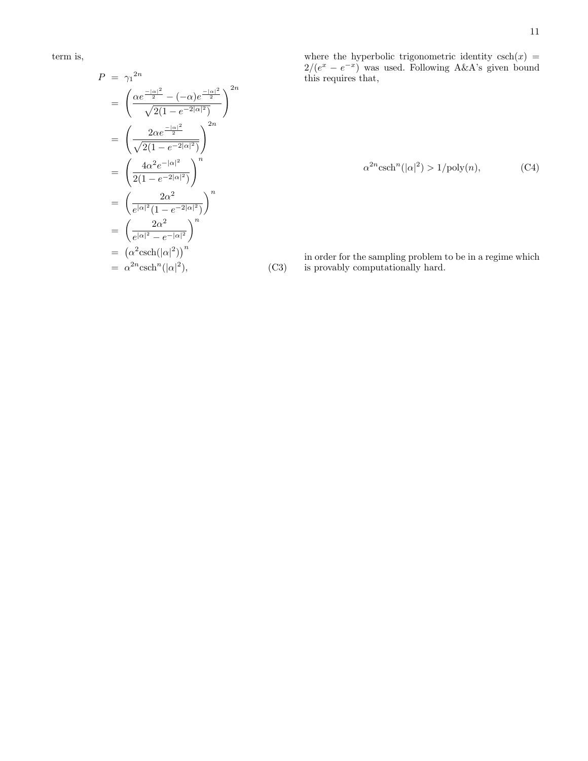term is,

$$
\begin{aligned}
P &= {\gamma_1}^{2n} \\
&= \left( \frac{\alpha e^{\frac{-|\alpha|^2}{2}} - (-\alpha) e^{\frac{-|\alpha|^2}{2}}}{\sqrt{2(1 - e^{-2|\alpha|^2})}} \right)^{2n} \\
&= \left( \frac{2\alpha e^{\frac{-|\alpha|^2}{2}}}{\sqrt{2(1 - e^{-2|\alpha|^2})}} \right)^{2n} \\
&= \left( \frac{4\alpha^2 e^{-|\alpha|^2}}{2(1 - e^{-2|\alpha|^2})} \right)^{n} \\
&= \left( \frac{2\alpha^2}{e^{|\alpha|^2}(1 - e^{-2|\alpha|^2})} \right)^{n} \\
&= \left( \frac{2\alpha^2}{e^{|\alpha|^2} - e^{-|\alpha|^2}} \right)^{n} \\
&= \left( \alpha^2 \mathrm{csch}(|\alpha|^2) \right)^{n} \\
&= \alpha^{2n} \mathrm{csch}^n(|\alpha|^2),
\end{aligned} \tag{C3}
$$

where the hyperbolic trigonometric identity $\mathrm{csch}(x) = 2/(e^x - e^{-x})$ was used. Following A&A's given bound this requires that,

$$
\alpha^{2n} \mathrm{csch}^n(|\alpha|^2) > 1/\mathrm{poly}(n), \tag{C4}
$$

in order for the sampling problem to be in a regime which is provably computationally hard.